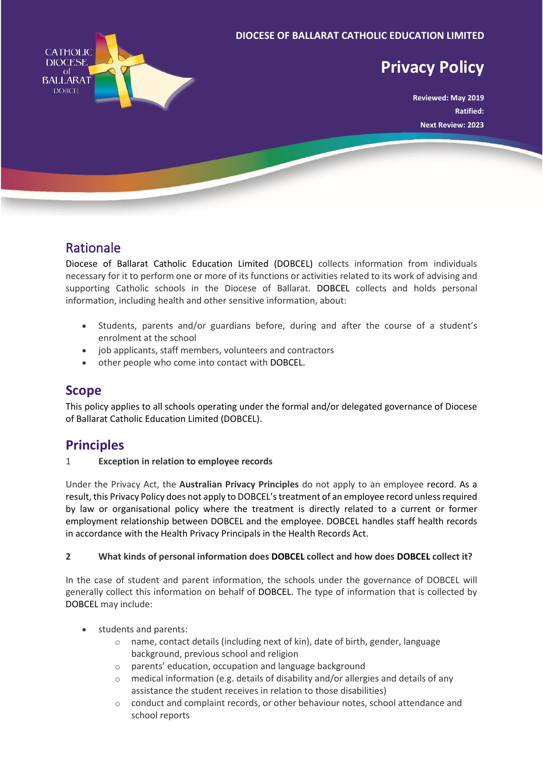DIOCESE OF BALLARAT CATHOLIC EDUCATION LIMITED

# Privacy Policy

**Reviewed: May 2019**

**Ratified:**

**Next Review: 2023**

## Rationale

Diocese of Ballarat Catholic Education Limited (DOBCEL) collects information from individuals necessary for it to perform one or more of its functions or activities related to its work of advising and supporting Catholic schools in the Diocese of Ballarat. DOBCEL collects and holds personal information, including health and other sensitive information, about:

- Students, parents and/or guardians before, during and after the course of a student's enrolment at the school
- job applicants, staff members, volunteers and contractors
- other people who come into contact with DOBCEL.

## Scope

This policy applies to all schools operating under the formal and/or delegated governance of Diocese of Ballarat Catholic Education Limited (DOBCEL).

## Principles

1 **Exception in relation to employee records**

Under the Privacy Act, the **Australian Privacy Principles** do not apply to an employee record. As a result, this Privacy Policy does not apply to DOBCEL's treatment of an employee record unless required by law or organisational policy where the treatment is directly related to a current or former employment relationship between DOBCEL and the employee. DOBCEL handles staff health records in accordance with the Health Privacy Principals in the Health Records Act.

**2 What kinds of personal information does DOBCEL collect and how does DOBCEL collect it?**

In the case of student and parent information, the schools under the governance of DOBCEL will generally collect this information on behalf of DOBCEL. The type of information that is collected by DOBCEL may include:

- students and parents:
  - name, contact details (including next of kin), date of birth, gender, language background, previous school and religion
  - parents' education, occupation and language background
  - medical information (e.g. details of disability and/or allergies and details of any assistance the student receives in relation to those disabilities)
  - conduct and complaint records, or other behaviour notes, school attendance and school reports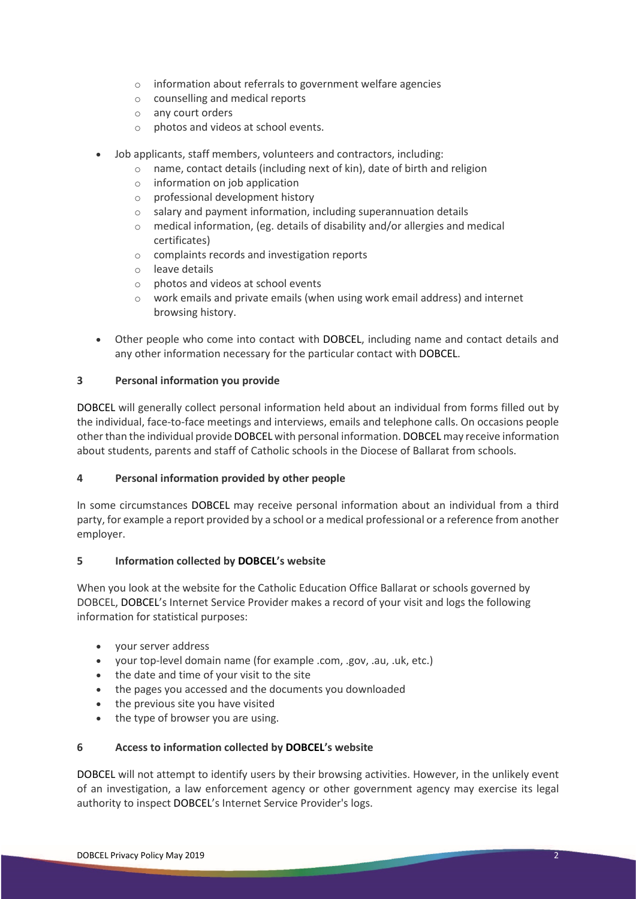- information about referrals to government welfare agencies
    - counselling and medical reports
    - any court orders
    - photos and videos at school events.
- Job applicants, staff members, volunteers and contractors, including:
    - name, contact details (including next of kin), date of birth and religion
    - information on job application
    - professional development history
    - salary and payment information, including superannuation details
    - medical information, (eg. details of disability and/or allergies and medical certificates)
    - complaints records and investigation reports
    - leave details
    - photos and videos at school events
    - work emails and private emails (when using work email address) and internet browsing history.
- Other people who come into contact with DOBCEL, including name and contact details and any other information necessary for the particular contact with DOBCEL.

## 3 Personal information you provide

DOBCEL will generally collect personal information held about an individual from forms filled out by the individual, face-to-face meetings and interviews, emails and telephone calls. On occasions people other than the individual provide DOBCEL with personal information. DOBCEL may receive information about students, parents and staff of Catholic schools in the Diocese of Ballarat from schools.

## 4 Personal information provided by other people

In some circumstances DOBCEL may receive personal information about an individual from a third party, for example a report provided by a school or a medical professional or a reference from another employer.

## 5 Information collected by DOBCEL's website

When you look at the website for the Catholic Education Office Ballarat or schools governed by DOBCEL, DOBCEL's Internet Service Provider makes a record of your visit and logs the following information for statistical purposes:

- your server address
- your top-level domain name (for example .com, .gov, .au, .uk, etc.)
- the date and time of your visit to the site
- the pages you accessed and the documents you downloaded
- the previous site you have visited
- the type of browser you are using.

## 6 Access to information collected by DOBCEL's website

DOBCEL will not attempt to identify users by their browsing activities. However, in the unlikely event of an investigation, a law enforcement agency or other government agency may exercise its legal authority to inspect DOBCEL's Internet Service Provider's logs.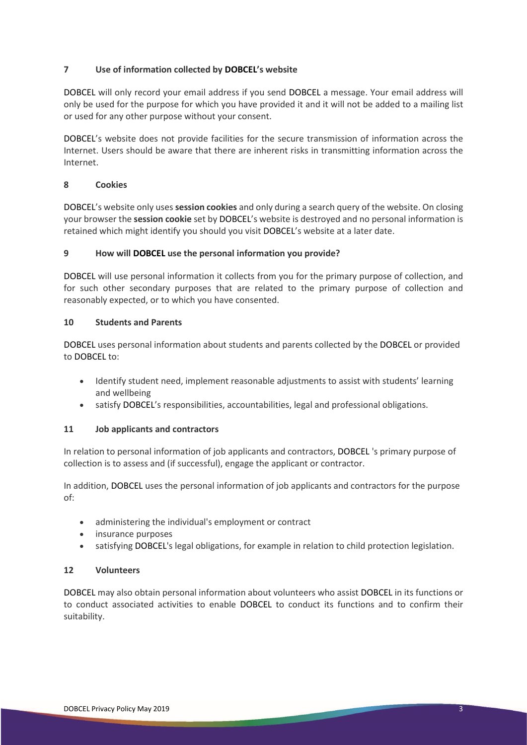## 7 Use of information collected by DOBCEL's website

DOBCEL will only record your email address if you send DOBCEL a message. Your email address will only be used for the purpose for which you have provided it and it will not be added to a mailing list or used for any other purpose without your consent.

DOBCEL's website does not provide facilities for the secure transmission of information across the Internet. Users should be aware that there are inherent risks in transmitting information across the Internet.

## 8 Cookies

DOBCEL's website only uses **session cookies** and only during a search query of the website. On closing your browser the **session cookie** set by DOBCEL's website is destroyed and no personal information is retained which might identify you should you visit DOBCEL's website at a later date.

## 9 How will DOBCEL use the personal information you provide?

DOBCEL will use personal information it collects from you for the primary purpose of collection, and for such other secondary purposes that are related to the primary purpose of collection and reasonably expected, or to which you have consented.

## 10 Students and Parents

DOBCEL uses personal information about students and parents collected by the DOBCEL or provided to DOBCEL to:

- Identify student need, implement reasonable adjustments to assist with students' learning and wellbeing
- satisfy DOBCEL's responsibilities, accountabilities, legal and professional obligations.

## 11 Job applicants and contractors

In relation to personal information of job applicants and contractors, DOBCEL 's primary purpose of collection is to assess and (if successful), engage the applicant or contractor.

In addition, DOBCEL uses the personal information of job applicants and contractors for the purpose of:

- administering the individual's employment or contract
- insurance purposes
- satisfying DOBCEL's legal obligations, for example in relation to child protection legislation.

## 12 Volunteers

DOBCEL may also obtain personal information about volunteers who assist DOBCEL in its functions or to conduct associated activities to enable DOBCEL to conduct its functions and to confirm their suitability.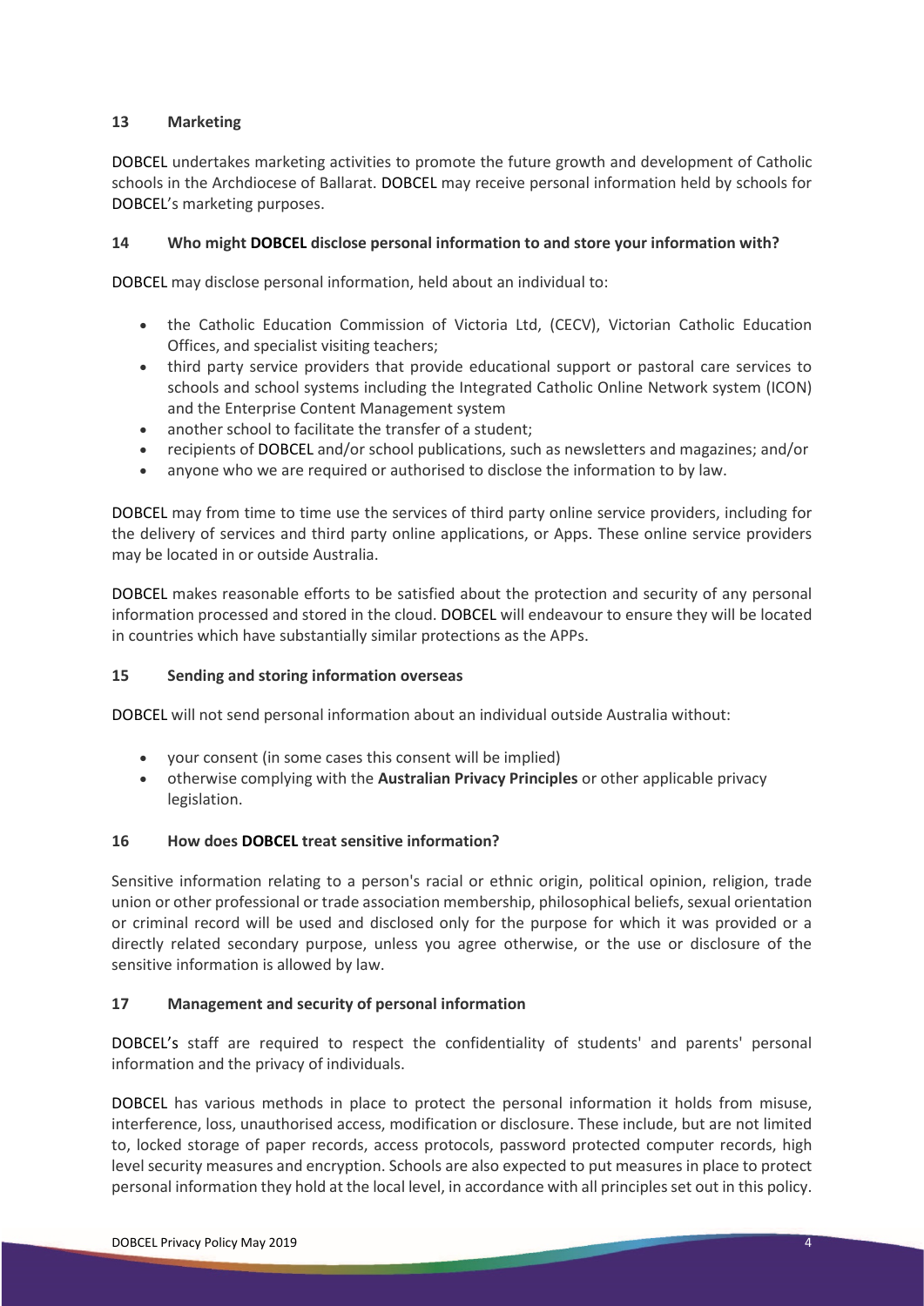## 13 Marketing

DOBCEL undertakes marketing activities to promote the future growth and development of Catholic schools in the Archdiocese of Ballarat. DOBCEL may receive personal information held by schools for DOBCEL's marketing purposes.

## 14 Who might DOBCEL disclose personal information to and store your information with?

DOBCEL may disclose personal information, held about an individual to:

- the Catholic Education Commission of Victoria Ltd, (CECV), Victorian Catholic Education Offices, and specialist visiting teachers;
- third party service providers that provide educational support or pastoral care services to schools and school systems including the Integrated Catholic Online Network system (ICON) and the Enterprise Content Management system
- another school to facilitate the transfer of a student;
- recipients of DOBCEL and/or school publications, such as newsletters and magazines; and/or
- anyone who we are required or authorised to disclose the information to by law.

DOBCEL may from time to time use the services of third party online service providers, including for the delivery of services and third party online applications, or Apps. These online service providers may be located in or outside Australia.

DOBCEL makes reasonable efforts to be satisfied about the protection and security of any personal information processed and stored in the cloud. DOBCEL will endeavour to ensure they will be located in countries which have substantially similar protections as the APPs.

## 15 Sending and storing information overseas

DOBCEL will not send personal information about an individual outside Australia without:

- your consent (in some cases this consent will be implied)
- otherwise complying with the **Australian Privacy Principles** or other applicable privacy legislation.

## 16 How does DOBCEL treat sensitive information?

Sensitive information relating to a person's racial or ethnic origin, political opinion, religion, trade union or other professional or trade association membership, philosophical beliefs, sexual orientation or criminal record will be used and disclosed only for the purpose for which it was provided or a directly related secondary purpose, unless you agree otherwise, or the use or disclosure of the sensitive information is allowed by law.

## 17 Management and security of personal information

DOBCEL's staff are required to respect the confidentiality of students' and parents' personal information and the privacy of individuals.

DOBCEL has various methods in place to protect the personal information it holds from misuse, interference, loss, unauthorised access, modification or disclosure. These include, but are not limited to, locked storage of paper records, access protocols, password protected computer records, high level security measures and encryption. Schools are also expected to put measures in place to protect personal information they hold at the local level, in accordance with all principles set out in this policy.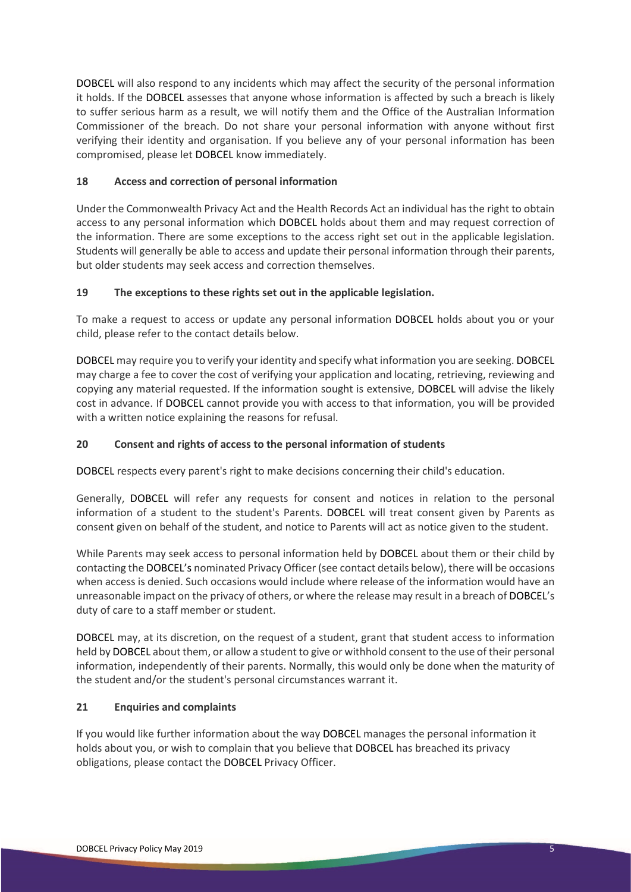DOBCEL will also respond to any incidents which may affect the security of the personal information it holds. If the DOBCEL assesses that anyone whose information is affected by such a breach is likely to suffer serious harm as a result, we will notify them and the Office of the Australian Information Commissioner of the breach. Do not share your personal information with anyone without first verifying their identity and organisation. If you believe any of your personal information has been compromised, please let DOBCEL know immediately.

## 18 Access and correction of personal information

Under the Commonwealth Privacy Act and the Health Records Act an individual has the right to obtain access to any personal information which DOBCEL holds about them and may request correction of the information. There are some exceptions to the access right set out in the applicable legislation. Students will generally be able to access and update their personal information through their parents, but older students may seek access and correction themselves.

## 19 The exceptions to these rights set out in the applicable legislation.

To make a request to access or update any personal information DOBCEL holds about you or your child, please refer to the contact details below.

DOBCEL may require you to verify your identity and specify what information you are seeking. DOBCEL may charge a fee to cover the cost of verifying your application and locating, retrieving, reviewing and copying any material requested. If the information sought is extensive, DOBCEL will advise the likely cost in advance. If DOBCEL cannot provide you with access to that information, you will be provided with a written notice explaining the reasons for refusal.

## 20 Consent and rights of access to the personal information of students

DOBCEL respects every parent's right to make decisions concerning their child's education.

Generally, DOBCEL will refer any requests for consent and notices in relation to the personal information of a student to the student's Parents. DOBCEL will treat consent given by Parents as consent given on behalf of the student, and notice to Parents will act as notice given to the student.

While Parents may seek access to personal information held by DOBCEL about them or their child by contacting the DOBCEL's nominated Privacy Officer (see contact details below), there will be occasions when access is denied. Such occasions would include where release of the information would have an unreasonable impact on the privacy of others, or where the release may result in a breach of DOBCEL's duty of care to a staff member or student.

DOBCEL may, at its discretion, on the request of a student, grant that student access to information held by DOBCEL about them, or allow a student to give or withhold consent to the use of their personal information, independently of their parents. Normally, this would only be done when the maturity of the student and/or the student's personal circumstances warrant it.

## 21 Enquiries and complaints

If you would like further information about the way DOBCEL manages the personal information it holds about you, or wish to complain that you believe that DOBCEL has breached its privacy obligations, please contact the DOBCEL Privacy Officer.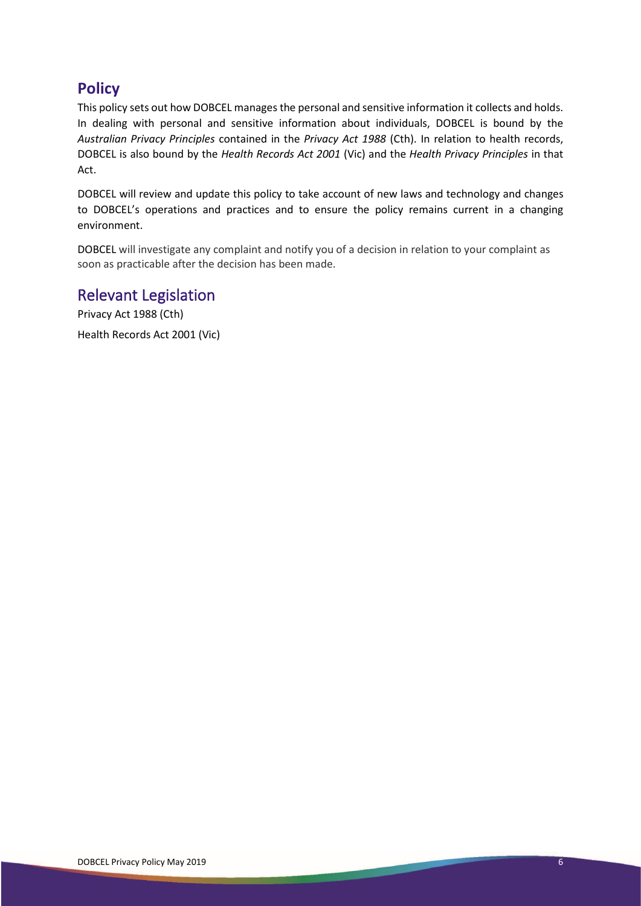## Policy

This policy sets out how DOBCEL manages the personal and sensitive information it collects and holds. In dealing with personal and sensitive information about individuals, DOBCEL is bound by the *Australian Privacy Principles* contained in the *Privacy Act 1988* (Cth). In relation to health records, DOBCEL is also bound by the *Health Records Act 2001* (Vic) and the *Health Privacy Principles* in that Act.

DOBCEL will review and update this policy to take account of new laws and technology and changes to DOBCEL's operations and practices and to ensure the policy remains current in a changing environment.

DOBCEL will investigate any complaint and notify you of a decision in relation to your complaint as soon as practicable after the decision has been made.

## Relevant Legislation

Privacy Act 1988 (Cth)

Health Records Act 2001 (Vic)